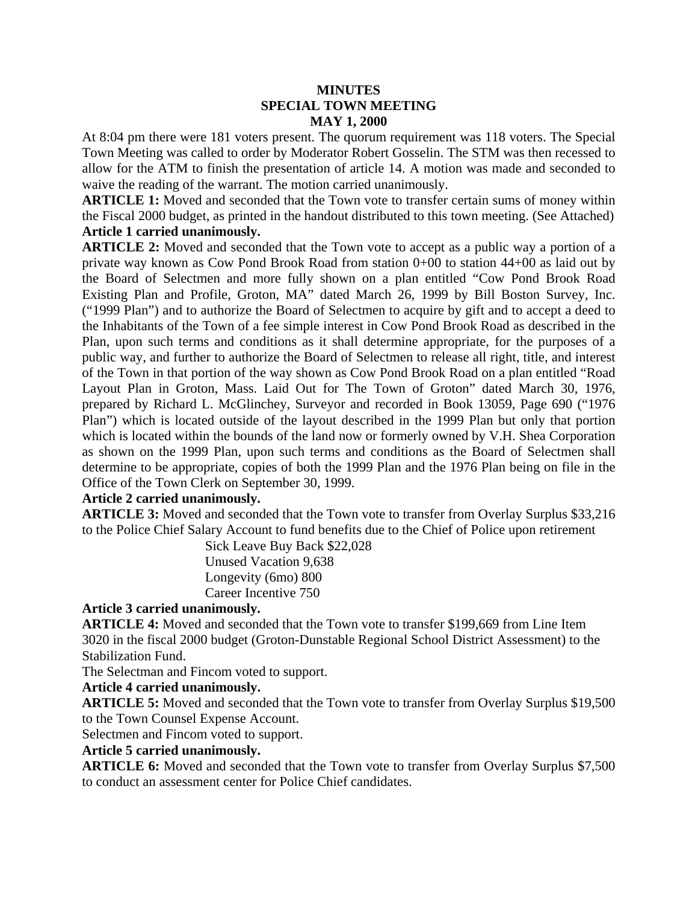**MINUTES**
**SPECIAL TOWN MEETING**
**MAY 1, 2000**

At 8:04 pm there were 181 voters present. The quorum requirement was 118 voters. The Special Town Meeting was called to order by Moderator Robert Gosselin. The STM was then recessed to allow for the ATM to finish the presentation of article 14. A motion was made and seconded to waive the reading of the warrant. The motion carried unanimously.

**ARTICLE 1:** Moved and seconded that the Town vote to transfer certain sums of money within the Fiscal 2000 budget, as printed in the handout distributed to this town meeting. (See Attached)
**Article 1 carried unanimously.**

**ARTICLE 2:** Moved and seconded that the Town vote to accept as a public way a portion of a private way known as Cow Pond Brook Road from station 0+00 to station 44+00 as laid out by the Board of Selectmen and more fully shown on a plan entitled "Cow Pond Brook Road Existing Plan and Profile, Groton, MA" dated March 26, 1999 by Bill Boston Survey, Inc. ("1999 Plan") and to authorize the Board of Selectmen to acquire by gift and to accept a deed to the Inhabitants of the Town of a fee simple interest in Cow Pond Brook Road as described in the Plan, upon such terms and conditions as it shall determine appropriate, for the purposes of a public way, and further to authorize the Board of Selectmen to release all right, title, and interest of the Town in that portion of the way shown as Cow Pond Brook Road on a plan entitled "Road Layout Plan in Groton, Mass. Laid Out for The Town of Groton" dated March 30, 1976, prepared by Richard L. McGlinchey, Surveyor and recorded in Book 13059, Page 690 ("1976 Plan") which is located outside of the layout described in the 1999 Plan but only that portion which is located within the bounds of the land now or formerly owned by V.H. Shea Corporation as shown on the 1999 Plan, upon such terms and conditions as the Board of Selectmen shall determine to be appropriate, copies of both the 1999 Plan and the 1976 Plan being on file in the Office of the Town Clerk on September 30, 1999.
**Article 2 carried unanimously.**

**ARTICLE 3:** Moved and seconded that the Town vote to transfer from Overlay Surplus $33,216 to the Police Chief Salary Account to fund benefits due to the Chief of Police upon retirement

Sick Leave Buy Back $22,028
Unused Vacation 9,638
Longevity (6mo) 800
Career Incentive 750

**Article 3 carried unanimously.**

**ARTICLE 4:** Moved and seconded that the Town vote to transfer $199,669 from Line Item 3020 in the fiscal 2000 budget (Groton-Dunstable Regional School District Assessment) to the Stabilization Fund.
The Selectman and Fincom voted to support.
**Article 4 carried unanimously.**

**ARTICLE 5:** Moved and seconded that the Town vote to transfer from Overlay Surplus $19,500 to the Town Counsel Expense Account.
Selectmen and Fincom voted to support.
**Article 5 carried unanimously.**

**ARTICLE 6:** Moved and seconded that the Town vote to transfer from Overlay Surplus $7,500 to conduct an assessment center for Police Chief candidates.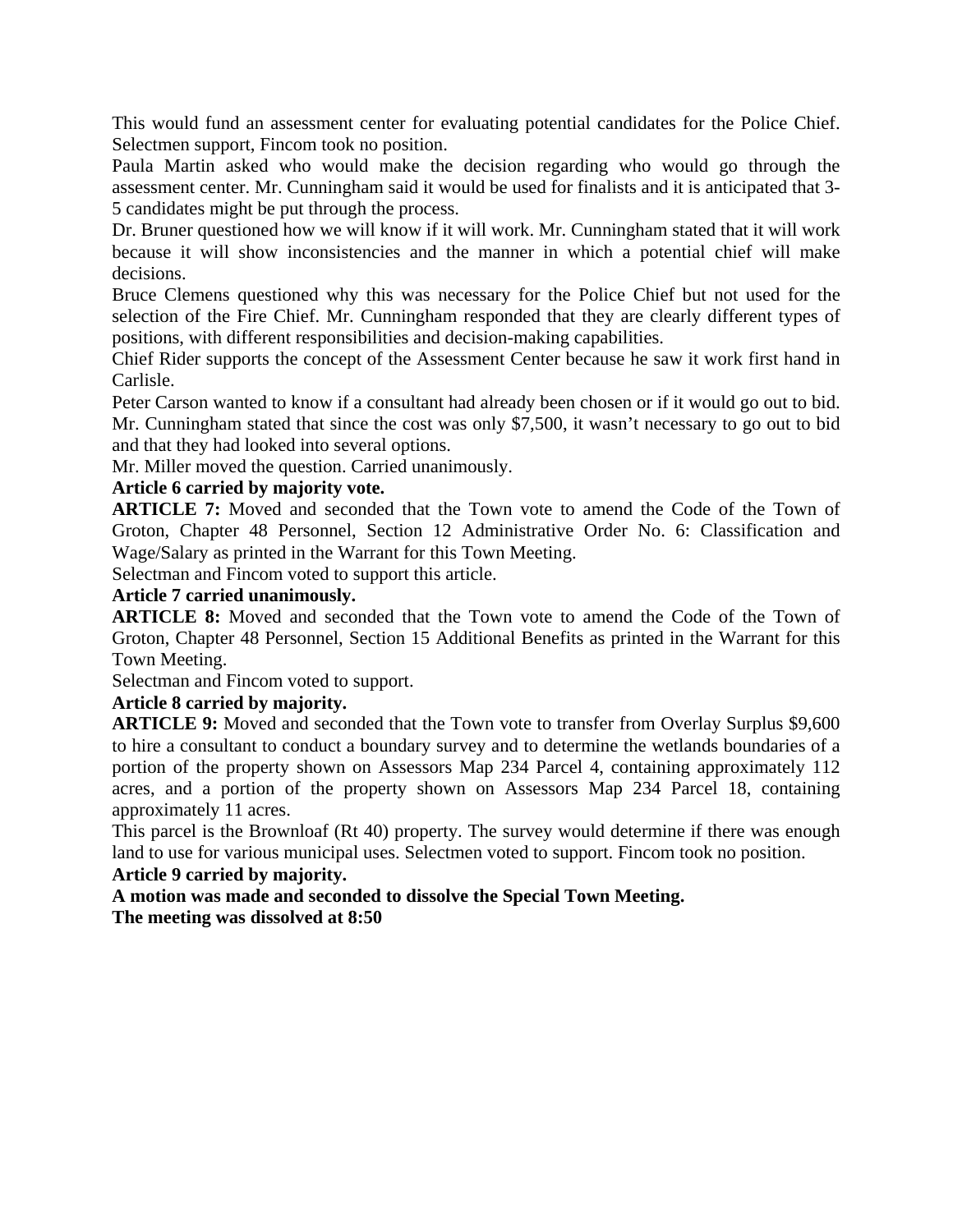This would fund an assessment center for evaluating potential candidates for the Police Chief. Selectmen support, Fincom took no position.

Paula Martin asked who would make the decision regarding who would go through the assessment center. Mr. Cunningham said it would be used for finalists and it is anticipated that 3-5 candidates might be put through the process.

Dr. Bruner questioned how we will know if it will work. Mr. Cunningham stated that it will work because it will show inconsistencies and the manner in which a potential chief will make decisions.

Bruce Clemens questioned why this was necessary for the Police Chief but not used for the selection of the Fire Chief. Mr. Cunningham responded that they are clearly different types of positions, with different responsibilities and decision-making capabilities.

Chief Rider supports the concept of the Assessment Center because he saw it work first hand in Carlisle.

Peter Carson wanted to know if a consultant had already been chosen or if it would go out to bid. Mr. Cunningham stated that since the cost was only $7,500, it wasn't necessary to go out to bid and that they had looked into several options.

Mr. Miller moved the question. Carried unanimously.

**Article 6 carried by majority vote.**

**ARTICLE 7:** Moved and seconded that the Town vote to amend the Code of the Town of Groton, Chapter 48 Personnel, Section 12 Administrative Order No. 6: Classification and Wage/Salary as printed in the Warrant for this Town Meeting.

Selectman and Fincom voted to support this article.

**Article 7 carried unanimously.**

**ARTICLE 8:** Moved and seconded that the Town vote to amend the Code of the Town of Groton, Chapter 48 Personnel, Section 15 Additional Benefits as printed in the Warrant for this Town Meeting.

Selectman and Fincom voted to support.

**Article 8 carried by majority.**

**ARTICLE 9:** Moved and seconded that the Town vote to transfer from Overlay Surplus $9,600 to hire a consultant to conduct a boundary survey and to determine the wetlands boundaries of a portion of the property shown on Assessors Map 234 Parcel 4, containing approximately 112 acres, and a portion of the property shown on Assessors Map 234 Parcel 18, containing approximately 11 acres.

This parcel is the Brownloaf (Rt 40) property. The survey would determine if there was enough land to use for various municipal uses. Selectmen voted to support. Fincom took no position.

**Article 9 carried by majority.**

**A motion was made and seconded to dissolve the Special Town Meeting.**

**The meeting was dissolved at 8:50**